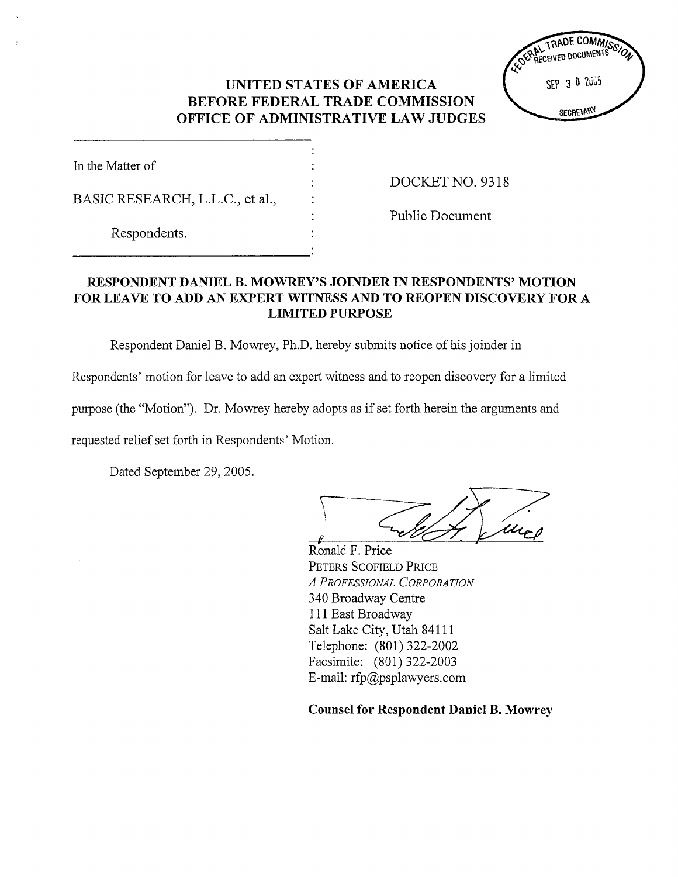# UNITED STATES OF AMERICA
# BEFORE FEDERAL TRADE COMMISSION
# OFFICE OF ADMINISTRATIVE LAW JUDGES

FEDERAL TRADE COMMISSION RECEIVED DOCUMENTS SEP 30 2005 SECRETARY

| | |
|---|---|
| In the Matter of | DOCKET NO. 9318 |
| BASIC RESEARCH, L.L.C., et al., | Public Document |
| Respondents. | |

## RESPONDENT DANIEL B. MOWREY'S JOINDER IN RESPONDENTS' MOTION FOR LEAVE TO ADD AN EXPERT WITNESS AND TO REOPEN DISCOVERY FOR A LIMITED PURPOSE

Respondent Daniel B. Mowrey, Ph.D. hereby submits notice of his joinder in Respondents' motion for leave to add an expert witness and to reopen discovery for a limited purpose (the "Motion"). Dr. Mowrey hereby adopts as if set forth herein the arguments and requested relief set forth in Respondents' Motion.

Dated September 29, 2005.

Ronald F. Price
PETERS SCOFIELD PRICE
*A PROFESSIONAL CORPORATION*
340 Broadway Centre
111 East Broadway
Salt Lake City, Utah 84111
Telephone: (801) 322-2002
Facsimile: (801) 322-2003
E-mail: rfp@psplawyers.com

**Counsel for Respondent Daniel B. Mowrey**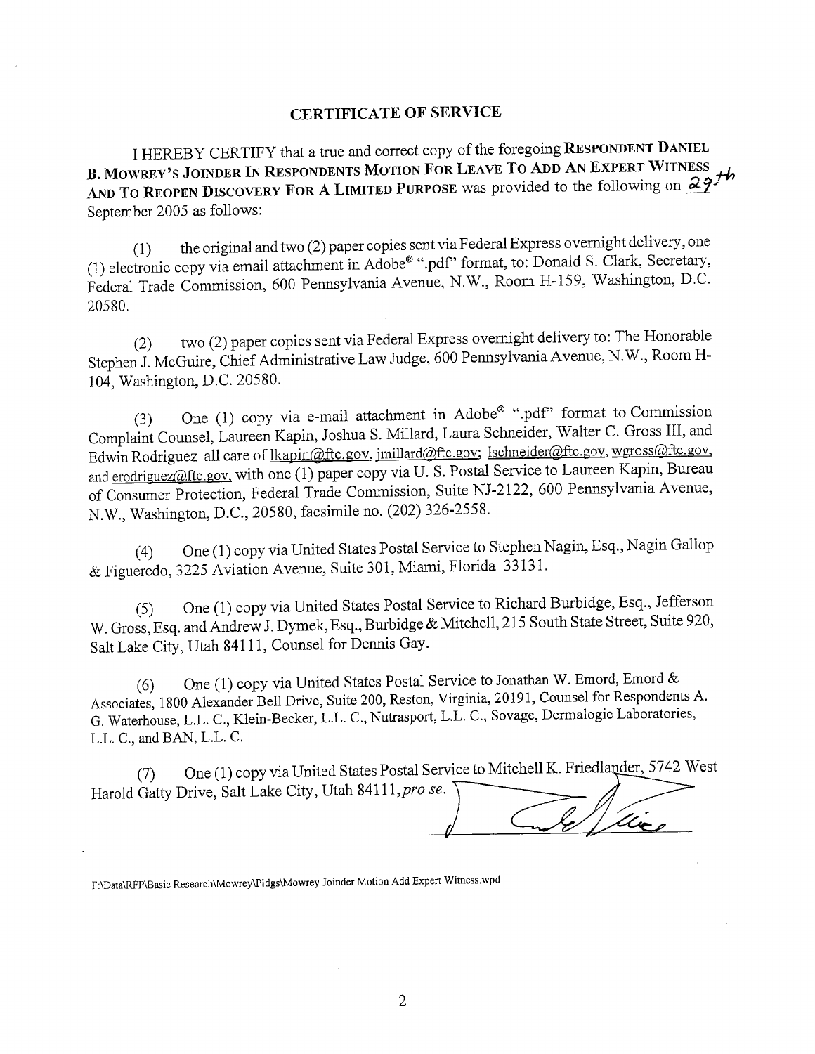## CERTIFICATE OF SERVICE

I HEREBY CERTIFY that a true and correct copy of the foregoing **RESPONDENT DANIEL B. MOWREY'S JOINDER IN RESPONDENTS MOTION FOR LEAVE TO ADD AN EXPERT WITNESS AND TO REOPEN DISCOVERY FOR A LIMITED PURPOSE** was provided to the following on 29th September 2005 as follows:

(1) the original and two (2) paper copies sent via Federal Express overnight delivery, one (1) electronic copy via email attachment in Adobe® ".pdf" format, to: Donald S. Clark, Secretary, Federal Trade Commission, 600 Pennsylvania Avenue, N.W., Room H-159, Washington, D.C. 20580.

(2) two (2) paper copies sent via Federal Express overnight delivery to: The Honorable Stephen J. McGuire, Chief Administrative Law Judge, 600 Pennsylvania Avenue, N.W., Room H-104, Washington, D.C. 20580.

(3) One (1) copy via e-mail attachment in Adobe® ".pdf" format to Commission Complaint Counsel, Laureen Kapin, Joshua S. Millard, Laura Schneider, Walter C. Gross III, and Edwin Rodriguez all care of lkapin@ftc.gov, jmillard@ftc.gov; lschneider@ftc.gov, wgross@ftc.gov, and erodriguez@ftc.gov, with one (1) paper copy via U. S. Postal Service to Laureen Kapin, Bureau of Consumer Protection, Federal Trade Commission, Suite NJ-2122, 600 Pennsylvania Avenue, N.W., Washington, D.C., 20580, facsimile no. (202) 326-2558.

(4) One (1) copy via United States Postal Service to Stephen Nagin, Esq., Nagin Gallop & Figueredo, 3225 Aviation Avenue, Suite 301, Miami, Florida 33131.

(5) One (1) copy via United States Postal Service to Richard Burbidge, Esq., Jefferson W. Gross, Esq. and Andrew J. Dymek, Esq., Burbidge & Mitchell, 215 South State Street, Suite 920, Salt Lake City, Utah 84111, Counsel for Dennis Gay.

(6) One (1) copy via United States Postal Service to Jonathan W. Emord, Emord & Associates, 1800 Alexander Bell Drive, Suite 200, Reston, Virginia, 20191, Counsel for Respondents A. G. Waterhouse, L.L. C., Klein-Becker, L.L. C., Nutrasport, L.L. C., Sovage, Dermalogic Laboratories, L.L. C., and BAN, L.L. C.

(7) One (1) copy via United States Postal Service to Mitchell K. Friedlander, 5742 West Harold Gatty Drive, Salt Lake City, Utah 84111, *pro se.*

F:\Data\RFP\Basic Research\Mowrey\Pldgs\Mowrey Joinder Motion Add Expert Witness.wpd